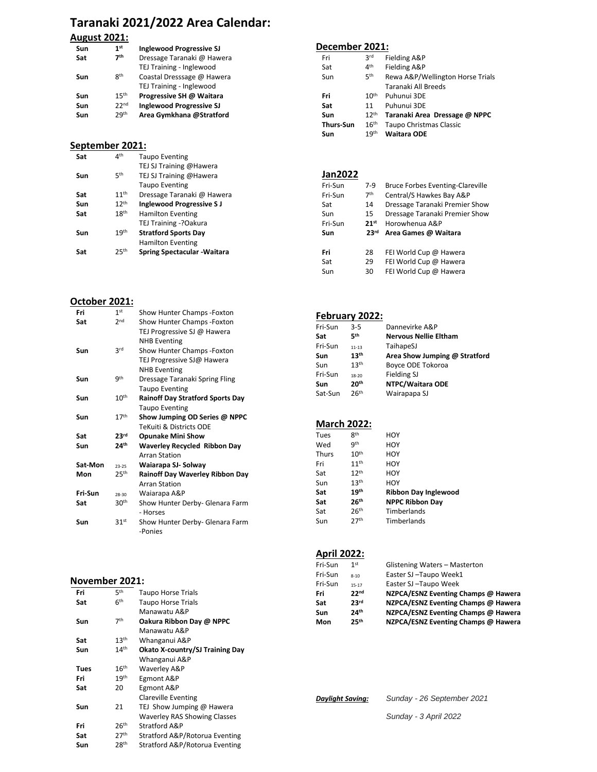# Taranaki 2021/2022 Area Calendar:

## August 2021:

| | | |
|---|---|---|
| **Sun** | **1st** | **Inglewood Progressive SJ** |
| **Sat** | **7th** | Dressage Taranaki @ Hawera |
| | | TEJ Training - Inglewood |
| **Sun** | 8th | Coastal Dresssage @ Hawera |
| | | TEJ Training - Inglewood |
| **Sun** | 15th | **Progressive SH @ Waitara** |
| **Sun** | 22nd | **Inglewood Progressive SJ** |
| **Sun** | 29th | **Area Gymkhana @Stratford** |

## September 2021:

| | | |
|---|---|---|
| **Sat** | 4th | Taupo Eventing |
| | | TEJ SJ Training @Hawera |
| **Sun** | 5th | TEJ SJ Training @Hawera |
| | | Taupo Eventing |
| **Sat** | 11th | Dressage Taranaki @ Hawera |
| **Sun** | 12th | **Inglewood Progressive S J** |
| **Sat** | 18th | Hamilton Eventing |
| | | TEJ Training -?Oakura |
| **Sun** | 19th | **Stratford Sports Day** |
| | | Hamilton Eventing |
| **Sat** | 25th | **Spring Spectacular -Waitara** |

## October 2021:

| | | |
|---|---|---|
| **Fri** | 1st | Show Hunter Champs -Foxton |
| **Sat** | 2nd | Show Hunter Champs -Foxton |
| | | TEJ Progressive SJ @ Hawera |
| | | NHB Eventing |
| **Sun** | 3rd | Show Hunter Champs -Foxton |
| | | TEJ Progressive SJ@ Hawera |
| | | NHB Eventing |
| **Sun** | 9th | Dressage Taranaki Spring Fling |
| | | Taupo Eventing |
| **Sun** | 10th | **Rainoff Day Stratford Sports Day** |
| | | Taupo Eventing |
| **Sun** | 17th | **Show Jumping OD Series @ NPPC** |
| | | TeKuiti & Districts ODE |
| **Sat** | **23rd** | **Opunake Mini Show** |
| **Sun** | **24th** | **Waverley Recycled Ribbon Day** |
| | | Arran Station |
| **Sat-Mon** | 23-25 | **Waiarapa SJ- Solway** |
| **Mon** | 25th | **Rainoff Day Waverley Ribbon Day** |
| | | Arran Station |
| **Fri-Sun** | 28-30 | Waiarapa A&P |
| **Sat** | 30th | Show Hunter Derby- Glenara Farm - Horses |
| **Sun** | 31st | Show Hunter Derby- Glenara Farm -Ponies |

## November 2021:

| | | |
|---|---|---|
| **Fri** | 5th | Taupo Horse Trials |
| **Sat** | 6th | Taupo Horse Trials |
| | | Manawatu A&P |
| **Sun** | 7th | **Oakura Ribbon Day @ NPPC** |
| | | Manawatu A&P |
| **Sat** | 13th | Whanganui A&P |
| **Sun** | 14th | **Okato X-country/SJ Training Day** |
| | | Whanganui A&P |
| **Tues** | 16th | Waverley A&P |
| **Fri** | 19th | Egmont A&P |
| **Sat** | 20 | Egmont A&P |
| | | Clareville Eventing |
| **Sun** | 21 | TEJ Show Jumping @ Hawera |
| | | Waverley RAS Showing Classes |
| **Fri** | 26th | Stratford A&P |
| **Sat** | 27th | Stratford A&P/Rotorua Eventing |
| **Sun** | 28th | Stratford A&P/Rotorua Eventing |

## December 2021:

| | | |
|---|---|---|
| Fri | 3rd | Fielding A&P |
| Sat | 4th | Fielding A&P |
| Sun | 5th | Rewa A&P/Wellington Horse Trials |
| | | Taranaki All Breeds |
| **Fri** | 10th | Puhunui 3DE |
| **Sat** | 11 | Puhunui 3DE |
| **Sun** | 12th | **Taranaki Area Dressage @ NPPC** |
| **Thurs-Sun** | 16th | Taupo Christmas Classic |
| **Sun** | 19th | **Waitara ODE** |

## Jan2022

| | | |
|---|---|---|
| Fri-Sun | 7-9 | Bruce Forbes Eventing-Clareville |
| Fri-Sun | 7th | Central/S Hawkes Bay A&P |
| Sat | 14 | Dressage Taranaki Premier Show |
| Sun | 15 | Dressage Taranaki Premier Show |
| Fri-Sun | **21st** | Horowhenua A&P |
| **Sun** | **23rd** | **Area Games @ Waitara** |
| **Fri** | 28 | FEI World Cup @ Hawera |
| Sat | 29 | FEI World Cup @ Hawera |
| Sun | 30 | FEI World Cup @ Hawera |

## February 2022:

| | | |
|---|---|---|
| Fri-Sun | 3-5 | Dannevirke A&P |
| **Sat** | **5th** | **Nervous Nellie Eltham** |
| Fri-Sun | 11-13 | TaihapeSJ |
| **Sun** | **13th** | **Area Show Jumping @ Stratford** |
| Sun | 13th | Boyce ODE Tokoroa |
| Fri-Sun | 18-20 | Fielding SJ |
| **Sun** | **20th** | **NTPC/Waitara ODE** |
| Sat-Sun | 26th | Wairapapa SJ |

## March 2022:

| | | |
|---|---|---|
| Tues | 8th | HOY |
| Wed | 9th | HOY |
| Thurs | 10th | HOY |
| Fri | 11th | HOY |
| Sat | 12th | HOY |
| Sun | 13th | HOY |
| **Sat** | **19th** | **Ribbon Day Inglewood** |
| **Sat** | **26th** | **NPPC Ribbon Day** |
| Sat | 26th | Timberlands |
| Sun | 27th | Timberlands |

## April 2022:

| | | |
|---|---|---|
| Fri-Sun | 1st | Glistening Waters – Masterton |
| Fri-Sun | 8-10 | Easter SJ –Taupo Week1 |
| Fri-Sun | 15-17 | Easter SJ –Taupo Week |
| **Fri** | **22nd** | **NZPCA/ESNZ Eventing Champs @ Hawera** |
| **Sat** | **23rd** | **NZPCA/ESNZ Eventing Champs @ Hawera** |
| **Sun** | **24th** | **NZPCA/ESNZ Eventing Champs @ Hawera** |
| **Mon** | **25th** | **NZPCA/ESNZ Eventing Champs @ Hawera** |

***Daylight Saving:*** *Sunday - 26 September 2021*

*Sunday - 3 April 2022*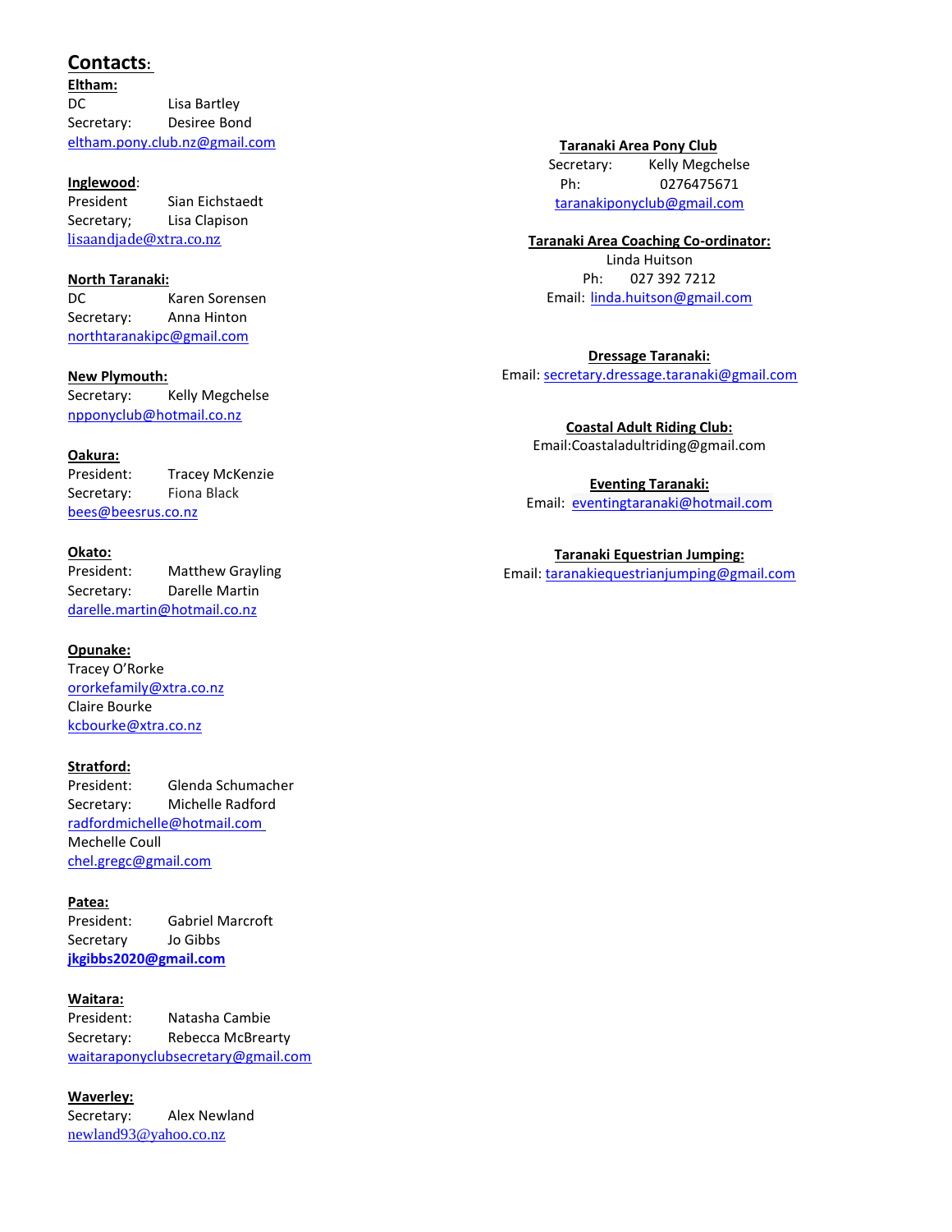## Contacts:

**Eltham:**
DC Lisa Bartley
Secretary: Desiree Bond
eltham.pony.club.nz@gmail.com

**Inglewood:**
President Sian Eichstaedt
Secretary; Lisa Clapison
lisaandjade@xtra.co.nz

**North Taranaki:**
DC Karen Sorensen
Secretary: Anna Hinton
northtaranakipc@gmail.com

**New Plymouth:**
Secretary: Kelly Megchelse
npponyclub@hotmail.co.nz

**Oakura:**
President: Tracey McKenzie
Secretary: Fiona Black
bees@beesrus.co.nz

**Okato:**
President: Matthew Grayling
Secretary: Darelle Martin
darelle.martin@hotmail.co.nz

**Opunake:**
Tracey O'Rorke
ororkefamily@xtra.co.nz
Claire Bourke
kcbourke@xtra.co.nz

**Stratford:**
President: Glenda Schumacher
Secretary: Michelle Radford
radfordmichelle@hotmail.com
Mechelle Coull
chel.gregc@gmail.com

**Patea:**
President: Gabriel Marcroft
Secretary Jo Gibbs
**jkgibbs2020@gmail.com**

**Waitara:**
President: Natasha Cambie
Secretary: Rebecca McBrearty
waitaraponyclubsecretary@gmail.com

**Waverley:**
Secretary: Alex Newland
newland93@yahoo.co.nz

**Taranaki Area Pony Club**
Secretary: Kelly Megchelse
Ph: 0276475671
taranakiponyclub@gmail.com

**Taranaki Area Coaching Co-ordinator:**
Linda Huitson
Ph: 027 392 7212
Email: linda.huitson@gmail.com

**Dressage Taranaki:**
Email: secretary.dressage.taranaki@gmail.com

**Coastal Adult Riding Club:**
Email:Coastaladultriding@gmail.com

**Eventing Taranaki:**
Email: eventingtaranaki@hotmail.com

**Taranaki Equestrian Jumping:**
Email: taranakiequestrianjumping@gmail.com